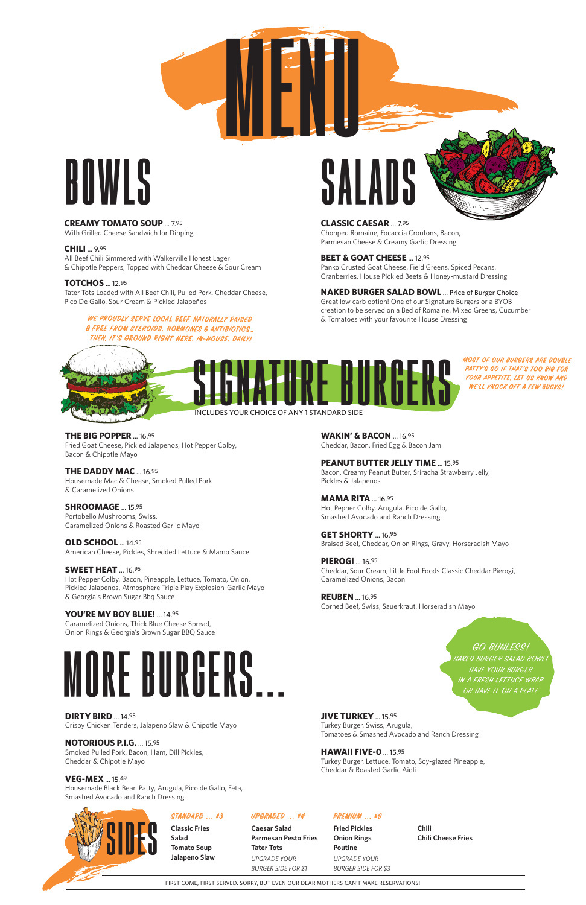# MENU

## BOWLS

**CREAMY TOMATO SOUP** ... 7.95
With Grilled Cheese Sandwich for Dipping

**CHILI** ... 9.95
All Beef Chili Simmered with Walkerville Honest Lager & Chipotle Peppers, Topped with Cheddar Cheese & Sour Cream

**TOTCHOS** ... 12.95
Tater Tots Loaded with All Beef Chili, Pulled Pork, Cheddar Cheese, Pico De Gallo, Sour Cream & Pickled Jalapeños

*WE PROUDLY SERVE LOCAL BEEF, NATURALLY RAISED & FREE FROM STEROIDS, HORMONES & ANTIBIOTICS... THEN, IT'S GROUND RIGHT HERE, IN-HOUSE, DAILY!*

## SALADS

**CLASSIC CAESAR** ... 7.95
Chopped Romaine, Focaccia Croutons, Bacon, Parmesan Cheese & Creamy Garlic Dressing

**BEET & GOAT CHEESE** ... 12.95
Panko Crusted Goat Cheese, Field Greens, Spiced Pecans, Cranberries, House Pickled Beets & Honey-mustard Dressing

**NAKED BURGER SALAD BOWL** ... Price of Burger Choice
Great low carb option! One of our Signature Burgers or a BYOB creation to be served on a Bed of Romaine, Mixed Greens, Cucumber & Tomatoes with your favourite House Dressing

## SIGNATURE BURGERS

INCLUDES YOUR CHOICE OF ANY 1 STANDARD SIDE

*MOST OF OUR BURGERS ARE DOUBLE PATTY'S SO IF THAT'S TOO BIG FOR YOUR APPETITE, LET US KNOW AND WE'LL KNOCK OFF A FEW BUCKS!*

**THE BIG POPPER** ... 16.95
Fried Goat Cheese, Pickled Jalapenos, Hot Pepper Colby, Bacon & Chipotle Mayo

**THE DADDY MAC** ... 16.95
Housemade Mac & Cheese, Smoked Pulled Pork & Caramelized Onions

**SHROOMAGE** ... 15.95
Portobello Mushrooms, Swiss, Caramelized Onions & Roasted Garlic Mayo

**OLD SCHOOL** ... 14.95
American Cheese, Pickles, Shredded Lettuce & Mamo Sauce

**SWEET HEAT** ... 16.95
Hot Pepper Colby, Bacon, Pineapple, Lettuce, Tomato, Onion, Pickled Jalapenos, Atmosphere Triple Play Explosion-Garlic Mayo & Georgia's Brown Sugar Bbq Sauce

**YOU'RE MY BOY BLUE!** ... 14.95
Caramelized Onions, Thick Blue Cheese Spread, Onion Rings & Georgia's Brown Sugar BBQ Sauce

**WAKIN' & BACON** ... 16.95
Cheddar, Bacon, Fried Egg & Bacon Jam

**PEANUT BUTTER JELLY TIME** ... 15.95
Bacon, Creamy Peanut Butter, Sriracha Strawberry Jelly, Pickles & Jalapenos

**MAMA RITA** ... 16.95
Hot Pepper Colby, Arugula, Pico de Gallo, Smashed Avocado and Ranch Dressing

**GET SHORTY** ... 16.95
Braised Beef, Cheddar, Onion Rings, Gravy, Horseradish Mayo

**PIEROGI** ... 16.95
Cheddar, Sour Cream, Little Foot Foods Classic Cheddar Pierogi, Caramelized Onions, Bacon

**REUBEN** ... 16.95
Corned Beef, Swiss, Sauerkraut, Horseradish Mayo

## MORE BURGERS...

*GO BUNLESS! NAKED BURGER SALAD BOWL! HAVE YOUR BURGER IN A FRESH LETTUCE WRAP OR HAVE IT ON A PLATE*

**DIRTY BIRD** ... 14.95
Crispy Chicken Tenders, Jalapeno Slaw & Chipotle Mayo

**NOTORIOUS P.I.G.** ... 15.95
Smoked Pulled Pork, Bacon, Ham, Dill Pickles, Cheddar & Chipotle Mayo

**VEG-MEX** ... 15.49
Housemade Black Bean Patty, Arugula, Pico de Gallo, Feta, Smashed Avocado and Ranch Dressing

**JIVE TURKEY** ... 15.95
Turkey Burger, Swiss, Arugula, Tomatoes & Smashed Avocado and Ranch Dressing

**HAWAII FIVE-O** ... 15.95
Turkey Burger, Lettuce, Tomato, Soy-glazed Pineapple, Cheddar & Roasted Garlic Aioli

## SIDES

*STANDARD ... $3*

- **Classic Fries**
- **Salad**
- **Tomato Soup**
- **Jalapeno Slaw**

*UPGRADED ... $4*

- **Caesar Salad**
- **Parmesan Pesto Fries**
- **Tater Tots**

*UPGRADE YOUR BURGER SIDE FOR $1*

*PREMIUM ... $6*

- **Fried Pickles**
- **Onion Rings**
- **Poutine**
- **Chili**
- **Chili Cheese Fries**

*UPGRADE YOUR BURGER SIDE FOR $3*

FIRST COME, FIRST SERVED. SORRY, BUT EVEN OUR DEAR MOTHERS CAN'T MAKE RESERVATIONS!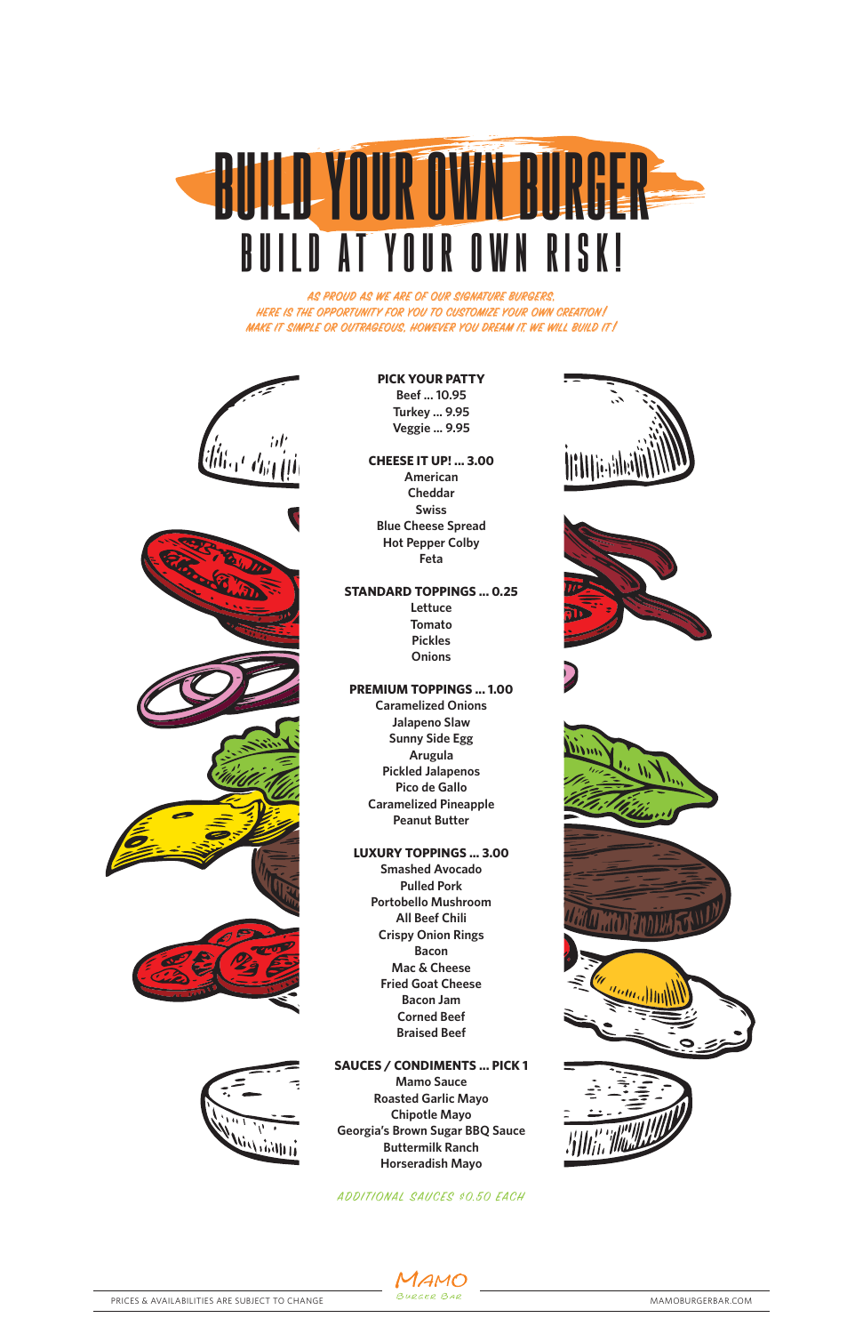# BUILD YOUR OWN BURGER

## BUILD AT YOUR OWN RISK!

*AS PROUD AS WE ARE OF OUR SIGNATURE BURGERS,
HERE IS THE OPPORTUNITY FOR YOU TO CUSTOMIZE YOUR OWN CREATION!
MAKE IT SIMPLE OR OUTRAGEOUS, HOWEVER YOU DREAM IT WE WILL BUILD IT!*

### PICK YOUR PATTY

Beef ... 10.95
Turkey ... 9.95
Veggie ... 9.95

### CHEESE IT UP! ... 3.00

American
Cheddar
Swiss
Blue Cheese Spread
Hot Pepper Colby
Feta

### STANDARD TOPPINGS ... 0.25

Lettuce
Tomato
Pickles
Onions

### PREMIUM TOPPINGS ... 1.00

Caramelized Onions
Jalapeno Slaw
Sunny Side Egg
Arugula
Pickled Jalapenos
Pico de Gallo
Caramelized Pineapple
Peanut Butter

### LUXURY TOPPINGS ... 3.00

Smashed Avocado
Pulled Pork
Portobello Mushroom
All Beef Chili
Crispy Onion Rings
Bacon
Mac & Cheese
Fried Goat Cheese
Bacon Jam
Corned Beef
Braised Beef

### SAUCES / CONDIMENTS ... PICK 1

Mamo Sauce
Roasted Garlic Mayo
Chipotle Mayo
Georgia's Brown Sugar BBQ Sauce
Buttermilk Ranch
Horseradish Mayo

*ADDITIONAL SAUCES $0.50 EACH*

PRICES & AVAILABILITIES ARE SUBJECT TO CHANGE

MAMO Burger Bar

MAMOBURGERBAR.COM